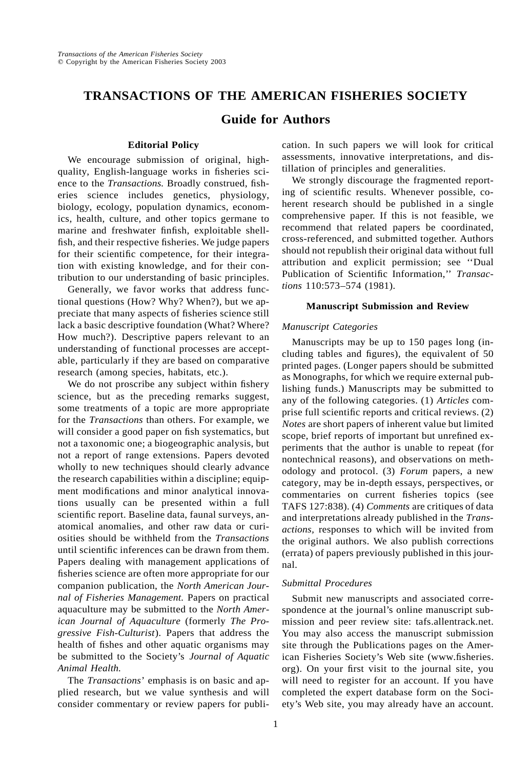# TRANSACTIONS OF THE AMERICAN FISHERIES SOCIETY

## Guide for Authors

### Editorial Policy

We encourage submission of original, high-quality, English-language works in fisheries science to the *Transactions.* Broadly construed, fisheries science includes genetics, physiology, biology, ecology, population dynamics, economics, health, culture, and other topics germane to marine and freshwater finfish, exploitable shellfish, and their respective fisheries. We judge papers for their scientific competence, for their integration with existing knowledge, and for their contribution to our understanding of basic principles.

Generally, we favor works that address functional questions (How? Why? When?), but we appreciate that many aspects of fisheries science still lack a basic descriptive foundation (What? Where? How much?). Descriptive papers relevant to an understanding of functional processes are acceptable, particularly if they are based on comparative research (among species, habitats, etc.).

We do not proscribe any subject within fishery science, but as the preceding remarks suggest, some treatments of a topic are more appropriate for the *Transactions* than others. For example, we will consider a good paper on fish systematics, but not a taxonomic one; a biogeographic analysis, but not a report of range extensions. Papers devoted wholly to new techniques should clearly advance the research capabilities within a discipline; equipment modifications and minor analytical innovations usually can be presented within a full scientific report. Baseline data, faunal surveys, anatomical anomalies, and other raw data or curiosities should be withheld from the *Transactions* until scientific inferences can be drawn from them. Papers dealing with management applications of fisheries science are often more appropriate for our companion publication, the *North American Journal of Fisheries Management.* Papers on practical aquaculture may be submitted to the *North American Journal of Aquaculture* (formerly *The Progressive Fish-Culturist*). Papers that address the health of fishes and other aquatic organisms may be submitted to the Society's *Journal of Aquatic Animal Health.*

The *Transactions'* emphasis is on basic and applied research, but we value synthesis and will consider commentary or review papers for publication. In such papers we will look for critical assessments, innovative interpretations, and distillation of principles and generalities.

We strongly discourage the fragmented reporting of scientific results. Whenever possible, coherent research should be published in a single comprehensive paper. If this is not feasible, we recommend that related papers be coordinated, cross-referenced, and submitted together. Authors should not republish their original data without full attribution and explicit permission; see ''Dual Publication of Scientific Information,'' *Transactions* 110:573–574 (1981).

### Manuscript Submission and Review

#### *Manuscript Categories*

Manuscripts may be up to 150 pages long (including tables and figures), the equivalent of 50 printed pages. (Longer papers should be submitted as Monographs, for which we require external publishing funds.) Manuscripts may be submitted to any of the following categories. (1) *Articles* comprise full scientific reports and critical reviews. (2) *Notes* are short papers of inherent value but limited scope, brief reports of important but unrefined experiments that the author is unable to repeat (for nontechnical reasons), and observations on methodology and protocol. (3) *Forum* papers, a new category, may be in-depth essays, perspectives, or commentaries on current fisheries topics (see TAFS 127:838). (4) *Comments* are critiques of data and interpretations already published in the *Transactions*, responses to which will be invited from the original authors. We also publish corrections (errata) of papers previously published in this journal.

#### *Submittal Procedures*

Submit new manuscripts and associated correspondence at the journal's online manuscript submission and peer review site: tafs.allentrack.net. You may also access the manuscript submission site through the Publications pages on the American Fisheries Society's Web site (www.fisheries.org). On your first visit to the journal site, you will need to register for an account. If you have completed the expert database form on the Society's Web site, you may already have an account.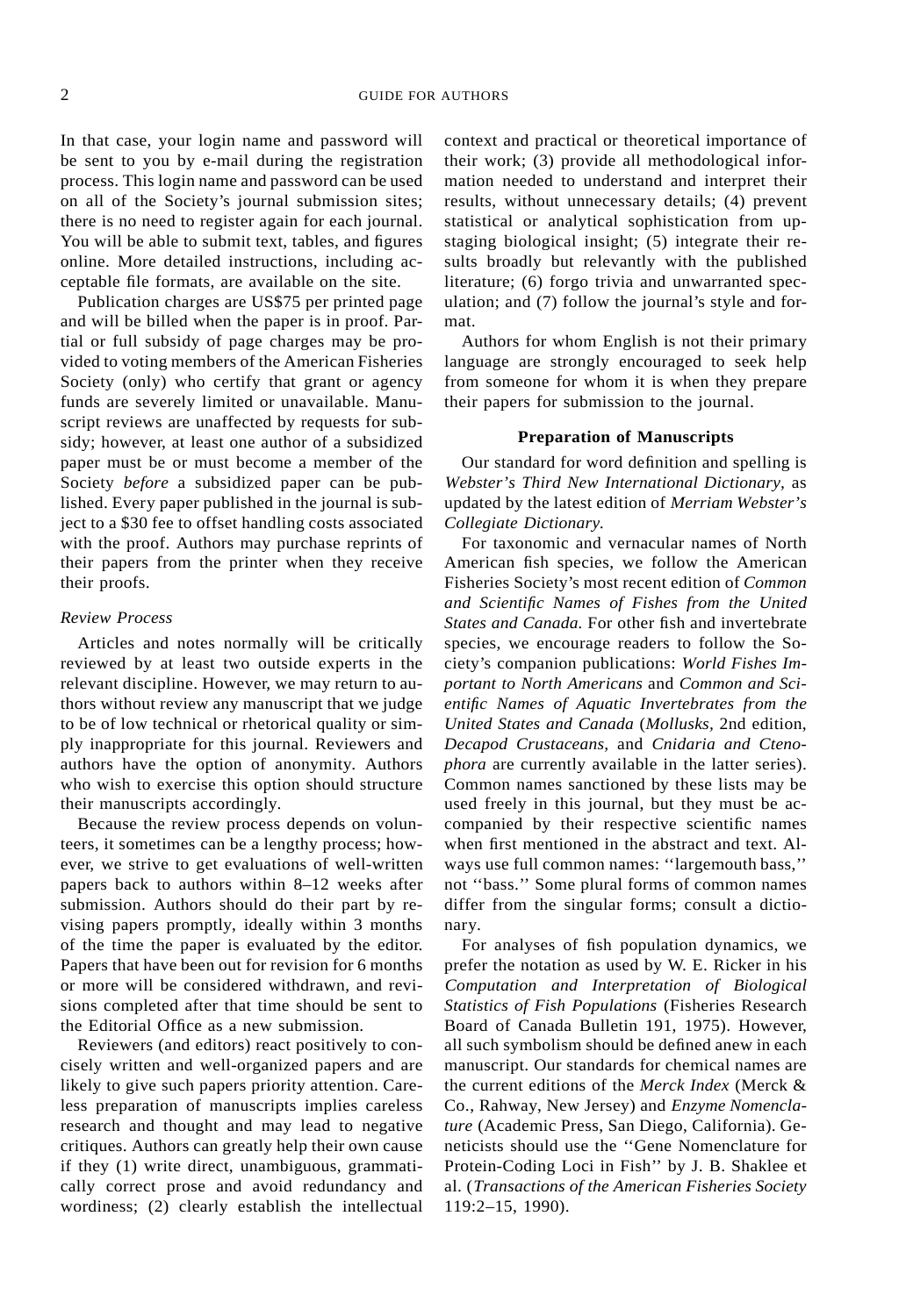In that case, your login name and password will be sent to you by e-mail during the registration process. This login name and password can be used on all of the Society's journal submission sites; there is no need to register again for each journal. You will be able to submit text, tables, and figures online. More detailed instructions, including acceptable file formats, are available on the site.

Publication charges are US$75 per printed page and will be billed when the paper is in proof. Partial or full subsidy of page charges may be provided to voting members of the American Fisheries Society (only) who certify that grant or agency funds are severely limited or unavailable. Manuscript reviews are unaffected by requests for subsidy; however, at least one author of a subsidized paper must be or must become a member of the Society *before* a subsidized paper can be published. Every paper published in the journal is subject to a $30 fee to offset handling costs associated with the proof. Authors may purchase reprints of their papers from the printer when they receive their proofs.

### *Review Process*

Articles and notes normally will be critically reviewed by at least two outside experts in the relevant discipline. However, we may return to authors without review any manuscript that we judge to be of low technical or rhetorical quality or simply inappropriate for this journal. Reviewers and authors have the option of anonymity. Authors who wish to exercise this option should structure their manuscripts accordingly.

Because the review process depends on volunteers, it sometimes can be a lengthy process; however, we strive to get evaluations of well-written papers back to authors within 8–12 weeks after submission. Authors should do their part by revising papers promptly, ideally within 3 months of the time the paper is evaluated by the editor. Papers that have been out for revision for 6 months or more will be considered withdrawn, and revisions completed after that time should be sent to the Editorial Office as a new submission.

Reviewers (and editors) react positively to concisely written and well-organized papers and are likely to give such papers priority attention. Careless preparation of manuscripts implies careless research and thought and may lead to negative critiques. Authors can greatly help their own cause if they (1) write direct, unambiguous, grammatically correct prose and avoid redundancy and wordiness; (2) clearly establish the intellectual context and practical or theoretical importance of their work; (3) provide all methodological information needed to understand and interpret their results, without unnecessary details; (4) prevent statistical or analytical sophistication from upstaging biological insight; (5) integrate their results broadly but relevantly with the published literature; (6) forgo trivia and unwarranted speculation; and (7) follow the journal's style and format.

Authors for whom English is not their primary language are strongly encouraged to seek help from someone for whom it is when they prepare their papers for submission to the journal.

## Preparation of Manuscripts

Our standard for word definition and spelling is *Webster's Third New International Dictionary,* as updated by the latest edition of *Merriam Webster's Collegiate Dictionary.*

For taxonomic and vernacular names of North American fish species, we follow the American Fisheries Society's most recent edition of *Common and Scientific Names of Fishes from the United States and Canada.* For other fish and invertebrate species, we encourage readers to follow the Society's companion publications: *World Fishes Important to North Americans* and *Common and Scientific Names of Aquatic Invertebrates from the United States and Canada* (*Mollusks,* 2nd edition, *Decapod Crustaceans,* and *Cnidaria and Ctenophora* are currently available in the latter series). Common names sanctioned by these lists may be used freely in this journal, but they must be accompanied by their respective scientific names when first mentioned in the abstract and text. Always use full common names: ''largemouth bass,'' not ''bass.'' Some plural forms of common names differ from the singular forms; consult a dictionary.

For analyses of fish population dynamics, we prefer the notation as used by W. E. Ricker in his *Computation and Interpretation of Biological Statistics of Fish Populations* (Fisheries Research Board of Canada Bulletin 191, 1975). However, all such symbolism should be defined anew in each manuscript. Our standards for chemical names are the current editions of the *Merck Index* (Merck & Co., Rahway, New Jersey) and *Enzyme Nomenclature* (Academic Press, San Diego, California). Geneticists should use the ''Gene Nomenclature for Protein-Coding Loci in Fish'' by J. B. Shaklee et al. (*Transactions of the American Fisheries Society* 119:2–15, 1990).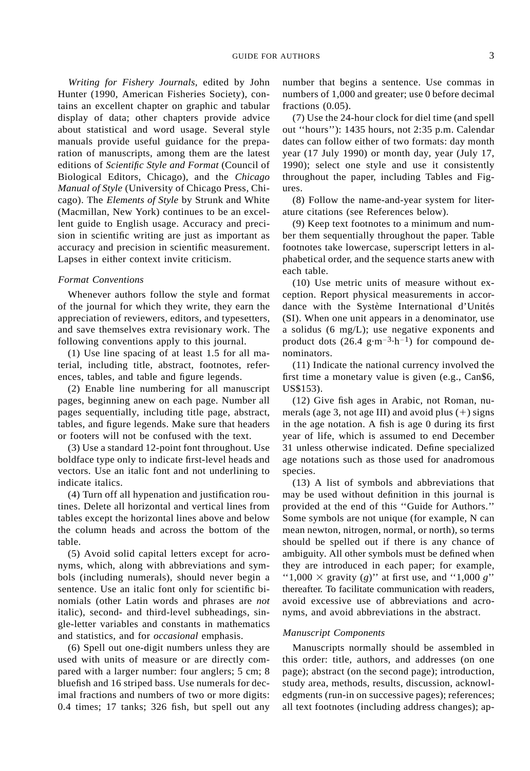*Writing for Fishery Journals*, edited by John Hunter (1990, American Fisheries Society), contains an excellent chapter on graphic and tabular display of data; other chapters provide advice about statistical and word usage. Several style manuals provide useful guidance for the preparation of manuscripts, among them are the latest editions of *Scientific Style and Format* (Council of Biological Editors, Chicago), and the *Chicago Manual of Style* (University of Chicago Press, Chicago). The *Elements of Style* by Strunk and White (Macmillan, New York) continues to be an excellent guide to English usage. Accuracy and precision in scientific writing are just as important as accuracy and precision in scientific measurement. Lapses in either context invite criticism.

### *Format Conventions*

Whenever authors follow the style and format of the journal for which they write, they earn the appreciation of reviewers, editors, and typesetters, and save themselves extra revisionary work. The following conventions apply to this journal.

(1) Use line spacing of at least 1.5 for all material, including title, abstract, footnotes, references, tables, and table and figure legends.

(2) Enable line numbering for all manuscript pages, beginning anew on each page. Number all pages sequentially, including title page, abstract, tables, and figure legends. Make sure that headers or footers will not be confused with the text.

(3) Use a standard 12-point font throughout. Use boldface type only to indicate first-level heads and vectors. Use an italic font and not underlining to indicate italics.

(4) Turn off all hypenation and justification routines. Delete all horizontal and vertical lines from tables except the horizontal lines above and below the column heads and across the bottom of the table.

(5) Avoid solid capital letters except for acronyms, which, along with abbreviations and symbols (including numerals), should never begin a sentence. Use an italic font only for scientific binomials (other Latin words and phrases are *not* italic), second- and third-level subheadings, single-letter variables and constants in mathematics and statistics, and for *occasional* emphasis.

(6) Spell out one-digit numbers unless they are used with units of measure or are directly compared with a larger number: four anglers; 5 cm; 8 bluefish and 16 striped bass. Use numerals for decimal fractions and numbers of two or more digits: 0.4 times; 17 tanks; 326 fish, but spell out any number that begins a sentence. Use commas in numbers of 1,000 and greater; use 0 before decimal fractions (0.05).

(7) Use the 24-hour clock for diel time (and spell out ''hours''): 1435 hours, not 2:35 p.m. Calendar dates can follow either of two formats: day month year (17 July 1990) or month day, year (July 17, 1990); select one style and use it consistently throughout the paper, including Tables and Figures.

(8) Follow the name-and-year system for literature citations (see References below).

(9) Keep text footnotes to a minimum and number them sequentially throughout the paper. Table footnotes take lowercase, superscript letters in alphabetical order, and the sequence starts anew with each table.

(10) Use metric units of measure without exception. Report physical measurements in accordance with the Système International d'Unités (SI). When one unit appears in a denominator, use a solidus (6 mg/L); use negative exponents and product dots ($26.4\ \mathrm{g \cdot m^{-3} \cdot h^{-1}}$) for compound denominators.

(11) Indicate the national currency involved the first time a monetary value is given (e.g., Can$6, US$153).

(12) Give fish ages in Arabic, not Roman, numerals (age 3, not age III) and avoid plus (+) signs in the age notation. A fish is age 0 during its first year of life, which is assumed to end December 31 unless otherwise indicated. Define specialized age notations such as those used for anadromous species.

(13) A list of symbols and abbreviations that may be used without definition in this journal is provided at the end of this ''Guide for Authors.'' Some symbols are not unique (for example, N can mean newton, nitrogen, normal, or north), so terms should be spelled out if there is any chance of ambiguity. All other symbols must be defined when they are introduced in each paper; for example, ''$1{,}000 \times$ gravity ($g$)'' at first use, and ''$1{,}000\ g$'' thereafter. To facilitate communication with readers, avoid excessive use of abbreviations and acronyms, and avoid abbreviations in the abstract.

### *Manuscript Components*

Manuscripts normally should be assembled in this order: title, authors, and addresses (on one page); abstract (on the second page); introduction, study area, methods, results, discussion, acknowledgments (run-in on successive pages); references; all text footnotes (including address changes); ap-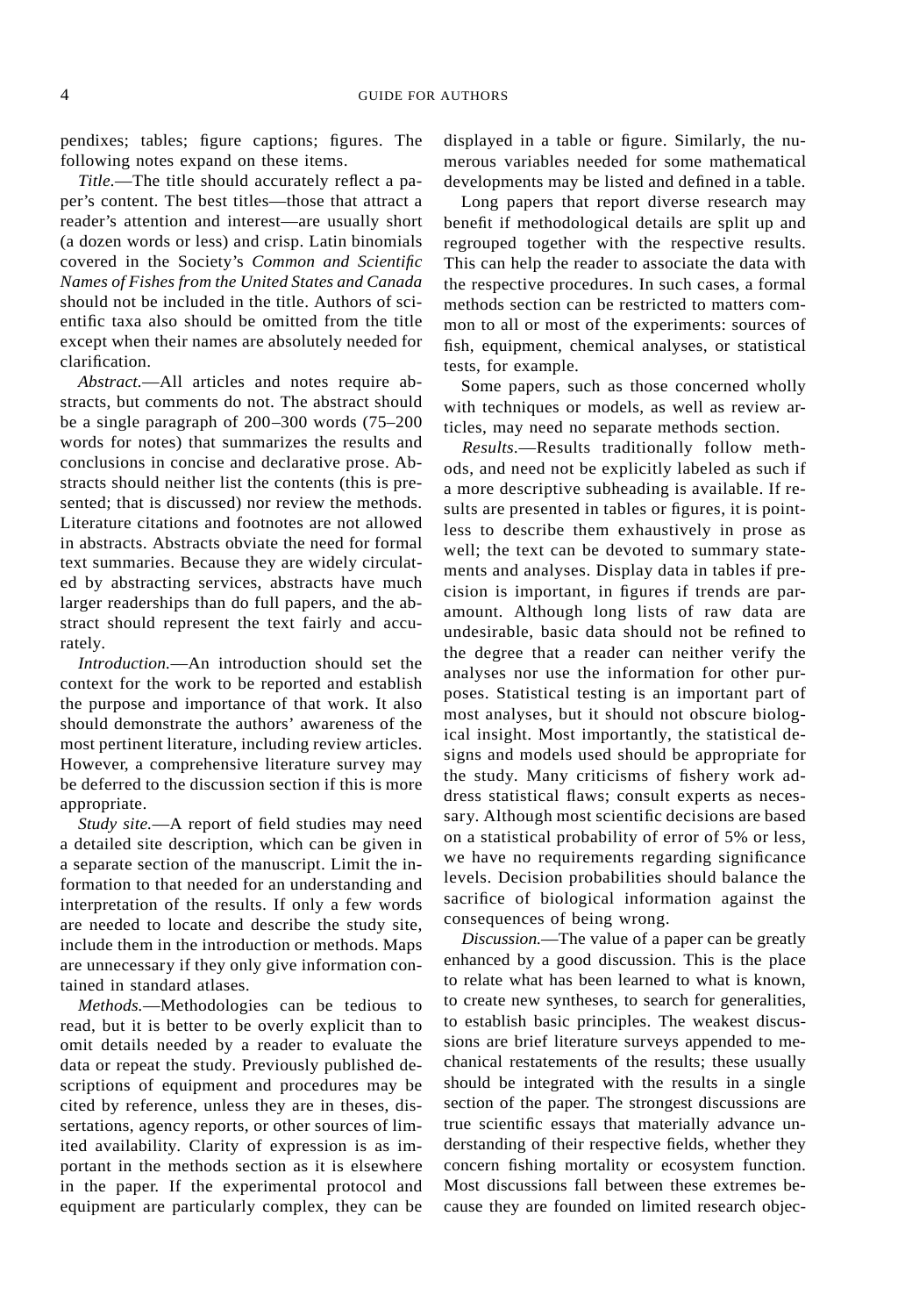pendixes; tables; figure captions; figures. The following notes expand on these items.

*Title.*—The title should accurately reflect a paper's content. The best titles—those that attract a reader's attention and interest—are usually short (a dozen words or less) and crisp. Latin binomials covered in the Society's *Common and Scientific Names of Fishes from the United States and Canada* should not be included in the title. Authors of scientific taxa also should be omitted from the title except when their names are absolutely needed for clarification.

*Abstract.*—All articles and notes require abstracts, but comments do not. The abstract should be a single paragraph of 200–300 words (75–200 words for notes) that summarizes the results and conclusions in concise and declarative prose. Abstracts should neither list the contents (this is presented; that is discussed) nor review the methods. Literature citations and footnotes are not allowed in abstracts. Abstracts obviate the need for formal text summaries. Because they are widely circulated by abstracting services, abstracts have much larger readerships than do full papers, and the abstract should represent the text fairly and accurately.

*Introduction.*—An introduction should set the context for the work to be reported and establish the purpose and importance of that work. It also should demonstrate the authors' awareness of the most pertinent literature, including review articles. However, a comprehensive literature survey may be deferred to the discussion section if this is more appropriate.

*Study site.*—A report of field studies may need a detailed site description, which can be given in a separate section of the manuscript. Limit the information to that needed for an understanding and interpretation of the results. If only a few words are needed to locate and describe the study site, include them in the introduction or methods. Maps are unnecessary if they only give information contained in standard atlases.

*Methods.*—Methodologies can be tedious to read, but it is better to be overly explicit than to omit details needed by a reader to evaluate the data or repeat the study. Previously published descriptions of equipment and procedures may be cited by reference, unless they are in theses, dissertations, agency reports, or other sources of limited availability. Clarity of expression is as important in the methods section as it is elsewhere in the paper. If the experimental protocol and equipment are particularly complex, they can be displayed in a table or figure. Similarly, the numerous variables needed for some mathematical developments may be listed and defined in a table.

Long papers that report diverse research may benefit if methodological details are split up and regrouped together with the respective results. This can help the reader to associate the data with the respective procedures. In such cases, a formal methods section can be restricted to matters common to all or most of the experiments: sources of fish, equipment, chemical analyses, or statistical tests, for example.

Some papers, such as those concerned wholly with techniques or models, as well as review articles, may need no separate methods section.

*Results.*—Results traditionally follow methods, and need not be explicitly labeled as such if a more descriptive subheading is available. If results are presented in tables or figures, it is pointless to describe them exhaustively in prose as well; the text can be devoted to summary statements and analyses. Display data in tables if precision is important, in figures if trends are paramount. Although long lists of raw data are undesirable, basic data should not be refined to the degree that a reader can neither verify the analyses nor use the information for other purposes. Statistical testing is an important part of most analyses, but it should not obscure biological insight. Most importantly, the statistical designs and models used should be appropriate for the study. Many criticisms of fishery work address statistical flaws; consult experts as necessary. Although most scientific decisions are based on a statistical probability of error of 5% or less, we have no requirements regarding significance levels. Decision probabilities should balance the sacrifice of biological information against the consequences of being wrong.

*Discussion.*—The value of a paper can be greatly enhanced by a good discussion. This is the place to relate what has been learned to what is known, to create new syntheses, to search for generalities, to establish basic principles. The weakest discussions are brief literature surveys appended to mechanical restatements of the results; these usually should be integrated with the results in a single section of the paper. The strongest discussions are true scientific essays that materially advance understanding of their respective fields, whether they concern fishing mortality or ecosystem function. Most discussions fall between these extremes because they are founded on limited research objec-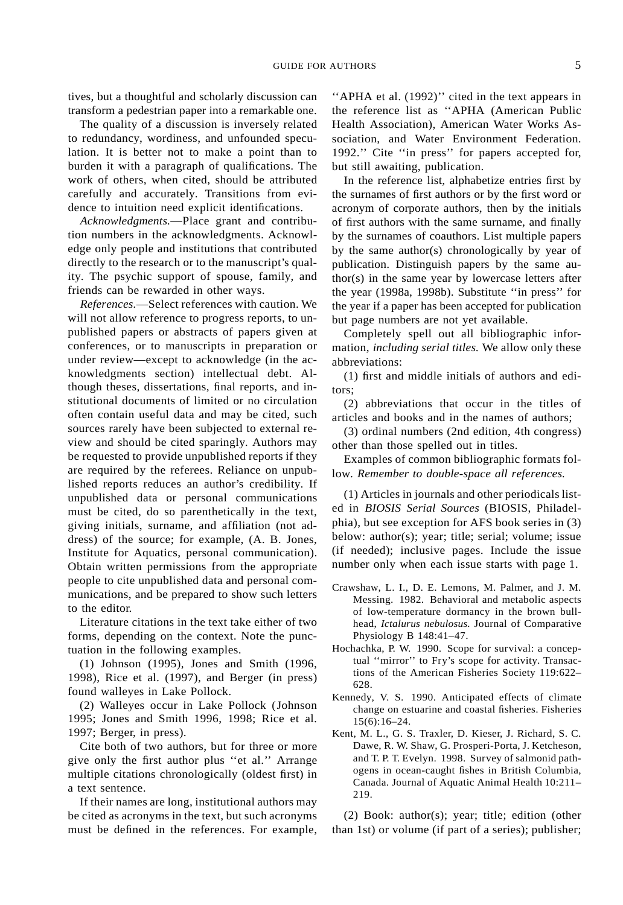tives, but a thoughtful and scholarly discussion can transform a pedestrian paper into a remarkable one.

The quality of a discussion is inversely related to redundancy, wordiness, and unfounded speculation. It is better not to make a point than to burden it with a paragraph of qualifications. The work of others, when cited, should be attributed carefully and accurately. Transitions from evidence to intuition need explicit identifications.

*Acknowledgments.*—Place grant and contribution numbers in the acknowledgments. Acknowledge only people and institutions that contributed directly to the research or to the manuscript's quality. The psychic support of spouse, family, and friends can be rewarded in other ways.

*References.*—Select references with caution. We will not allow reference to progress reports, to unpublished papers or abstracts of papers given at conferences, or to manuscripts in preparation or under review—except to acknowledge (in the acknowledgments section) intellectual debt. Although theses, dissertations, final reports, and institutional documents of limited or no circulation often contain useful data and may be cited, such sources rarely have been subjected to external review and should be cited sparingly. Authors may be requested to provide unpublished reports if they are required by the referees. Reliance on unpublished reports reduces an author's credibility. If unpublished data or personal communications must be cited, do so parenthetically in the text, giving initials, surname, and affiliation (not address) of the source; for example, (A. B. Jones, Institute for Aquatics, personal communication). Obtain written permissions from the appropriate people to cite unpublished data and personal communications, and be prepared to show such letters to the editor.

Literature citations in the text take either of two forms, depending on the context. Note the punctuation in the following examples.

(1) Johnson (1995), Jones and Smith (1996, 1998), Rice et al. (1997), and Berger (in press) found walleyes in Lake Pollock.

(2) Walleyes occur in Lake Pollock (Johnson 1995; Jones and Smith 1996, 1998; Rice et al. 1997; Berger, in press).

Cite both of two authors, but for three or more give only the first author plus ''et al.'' Arrange multiple citations chronologically (oldest first) in a text sentence.

If their names are long, institutional authors may be cited as acronyms in the text, but such acronyms must be defined in the references. For example, ''APHA et al. (1992)'' cited in the text appears in the reference list as ''APHA (American Public Health Association), American Water Works Association, and Water Environment Federation. 1992.'' Cite ''in press'' for papers accepted for, but still awaiting, publication.

In the reference list, alphabetize entries first by the surnames of first authors or by the first word or acronym of corporate authors, then by the initials of first authors with the same surname, and finally by the surnames of coauthors. List multiple papers by the same author(s) chronologically by year of publication. Distinguish papers by the same author(s) in the same year by lowercase letters after the year (1998a, 1998b). Substitute ''in press'' for the year if a paper has been accepted for publication but page numbers are not yet available.

Completely spell out all bibliographic information, *including serial titles.* We allow only these abbreviations:

(1) first and middle initials of authors and editors;

(2) abbreviations that occur in the titles of articles and books and in the names of authors;

(3) ordinal numbers (2nd edition, 4th congress) other than those spelled out in titles.

Examples of common bibliographic formats follow. *Remember to double-space all references.*

(1) Articles in journals and other periodicals listed in *BIOSIS Serial Sources* (BIOSIS, Philadelphia), but see exception for AFS book series in (3) below: author(s); year; title; serial; volume; issue (if needed); inclusive pages. Include the issue number only when each issue starts with page 1.

Crawshaw, L. I., D. E. Lemons, M. Palmer, and J. M. Messing. 1982. Behavioral and metabolic aspects of low-temperature dormancy in the brown bullhead, *Ictalurus nebulosus.* Journal of Comparative Physiology B 148:41–47.

Hochachka, P. W. 1990. Scope for survival: a conceptual ''mirror'' to Fry's scope for activity. Transactions of the American Fisheries Society 119:622–628.

Kennedy, V. S. 1990. Anticipated effects of climate change on estuarine and coastal fisheries. Fisheries 15(6):16–24.

Kent, M. L., G. S. Traxler, D. Kieser, J. Richard, S. C. Dawe, R. W. Shaw, G. Prosperi-Porta, J. Ketcheson, and T. P. T. Evelyn. 1998. Survey of salmonid pathogens in ocean-caught fishes in British Columbia, Canada. Journal of Aquatic Animal Health 10:211–219.

(2) Book: author(s); year; title; edition (other than 1st) or volume (if part of a series); publisher;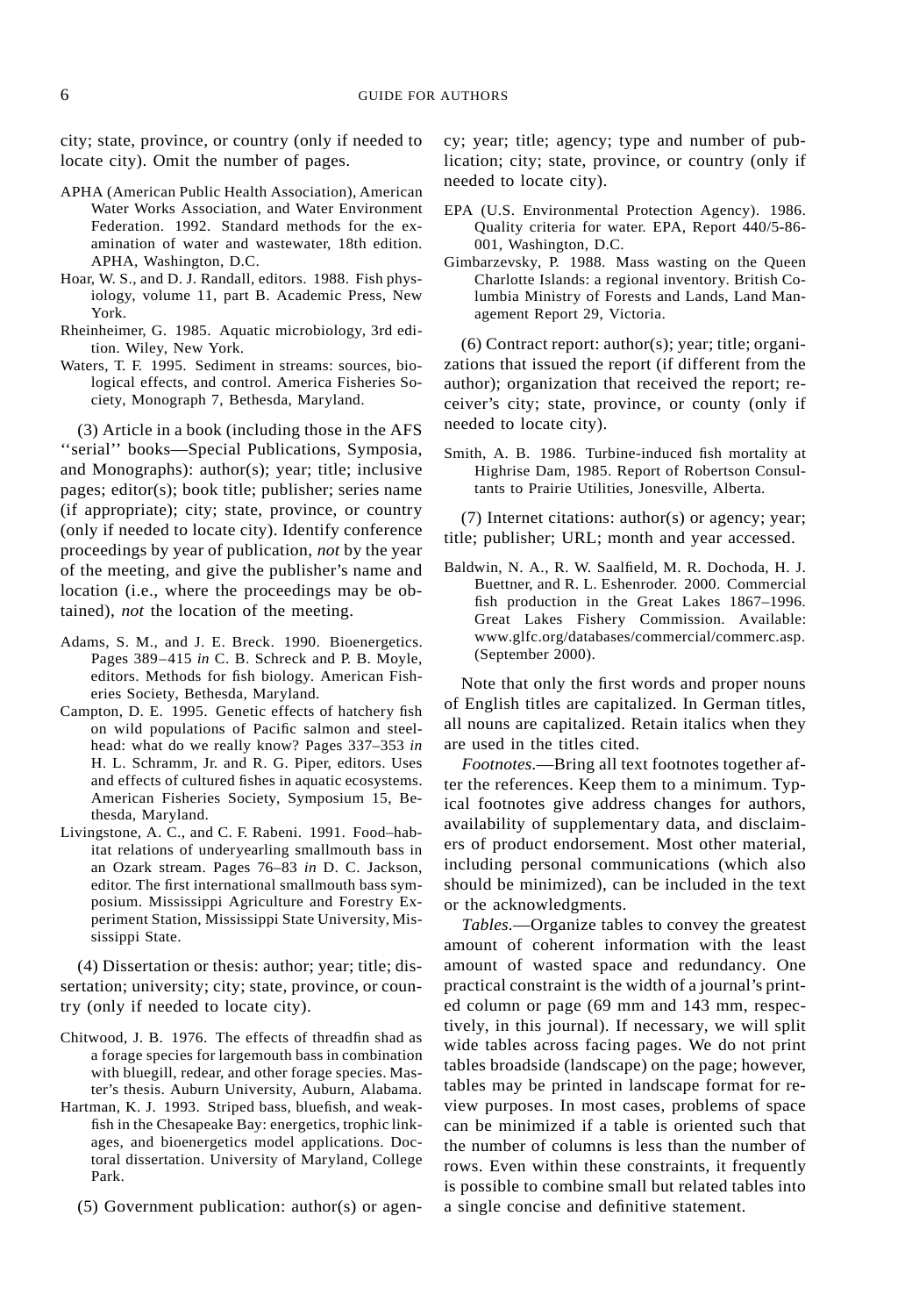city; state, province, or country (only if needed to locate city). Omit the number of pages.

APHA (American Public Health Association), American Water Works Association, and Water Environment Federation. 1992. Standard methods for the examination of water and wastewater, 18th edition. APHA, Washington, D.C.

Hoar, W. S., and D. J. Randall, editors. 1988. Fish physiology, volume 11, part B. Academic Press, New York.

Rheinheimer, G. 1985. Aquatic microbiology, 3rd edition. Wiley, New York.

Waters, T. F. 1995. Sediment in streams: sources, biological effects, and control. America Fisheries Society, Monograph 7, Bethesda, Maryland.

(3) Article in a book (including those in the AFS ''serial'' books—Special Publications, Symposia, and Monographs): author(s); year; title; inclusive pages; editor(s); book title; publisher; series name (if appropriate); city; state, province, or country (only if needed to locate city). Identify conference proceedings by year of publication, *not* by the year of the meeting, and give the publisher's name and location (i.e., where the proceedings may be obtained), *not* the location of the meeting.

Adams, S. M., and J. E. Breck. 1990. Bioenergetics. Pages 389–415 *in* C. B. Schreck and P. B. Moyle, editors. Methods for fish biology. American Fisheries Society, Bethesda, Maryland.

Campton, D. E. 1995. Genetic effects of hatchery fish on wild populations of Pacific salmon and steelhead: what do we really know? Pages 337–353 *in* H. L. Schramm, Jr. and R. G. Piper, editors. Uses and effects of cultured fishes in aquatic ecosystems. American Fisheries Society, Symposium 15, Bethesda, Maryland.

Livingstone, A. C., and C. F. Rabeni. 1991. Food–habitat relations of underyearling smallmouth bass in an Ozark stream. Pages 76–83 *in* D. C. Jackson, editor. The first international smallmouth bass symposium. Mississippi Agriculture and Forestry Experiment Station, Mississippi State University, Mississippi State.

(4) Dissertation or thesis: author; year; title; dissertation; university; city; state, province, or country (only if needed to locate city).

Chitwood, J. B. 1976. The effects of threadfin shad as a forage species for largemouth bass in combination with bluegill, redear, and other forage species. Master's thesis. Auburn University, Auburn, Alabama.

Hartman, K. J. 1993. Striped bass, bluefish, and weakfish in the Chesapeake Bay: energetics, trophic linkages, and bioenergetics model applications. Doctoral dissertation. University of Maryland, College Park.

(5) Government publication: author(s) or agency; year; title; agency; type and number of publication; city; state, province, or country (only if needed to locate city).

EPA (U.S. Environmental Protection Agency). 1986. Quality criteria for water. EPA, Report 440/5-86-001, Washington, D.C.

Gimbarzevsky, P. 1988. Mass wasting on the Queen Charlotte Islands: a regional inventory. British Columbia Ministry of Forests and Lands, Land Management Report 29, Victoria.

(6) Contract report: author(s); year; title; organizations that issued the report (if different from the author); organization that received the report; receiver's city; state, province, or county (only if needed to locate city).

Smith, A. B. 1986. Turbine-induced fish mortality at Highrise Dam, 1985. Report of Robertson Consultants to Prairie Utilities, Jonesville, Alberta.

(7) Internet citations: author(s) or agency; year; title; publisher; URL; month and year accessed.

Baldwin, N. A., R. W. Saalfield, M. R. Dochoda, H. J. Buettner, and R. L. Eshenroder. 2000. Commercial fish production in the Great Lakes 1867–1996. Great Lakes Fishery Commission. Available: www.glfc.org/databases/commercial/commerc.asp. (September 2000).

Note that only the first words and proper nouns of English titles are capitalized. In German titles, all nouns are capitalized. Retain italics when they are used in the titles cited.

*Footnotes.*—Bring all text footnotes together after the references. Keep them to a minimum. Typical footnotes give address changes for authors, availability of supplementary data, and disclaimers of product endorsement. Most other material, including personal communications (which also should be minimized), can be included in the text or the acknowledgments.

*Tables.*—Organize tables to convey the greatest amount of coherent information with the least amount of wasted space and redundancy. One practical constraint is the width of a journal's printed column or page (69 mm and 143 mm, respectively, in this journal). If necessary, we will split wide tables across facing pages. We do not print tables broadside (landscape) on the page; however, tables may be printed in landscape format for review purposes. In most cases, problems of space can be minimized if a table is oriented such that the number of columns is less than the number of rows. Even within these constraints, it frequently is possible to combine small but related tables into a single concise and definitive statement.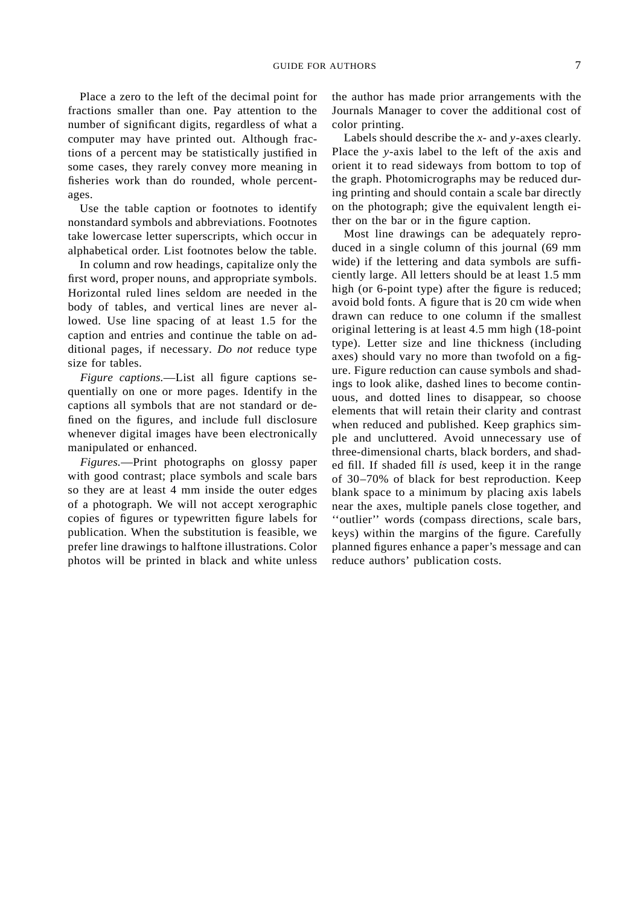Place a zero to the left of the decimal point for fractions smaller than one. Pay attention to the number of significant digits, regardless of what a computer may have printed out. Although fractions of a percent may be statistically justified in some cases, they rarely convey more meaning in fisheries work than do rounded, whole percentages.

Use the table caption or footnotes to identify nonstandard symbols and abbreviations. Footnotes take lowercase letter superscripts, which occur in alphabetical order. List footnotes below the table.

In column and row headings, capitalize only the first word, proper nouns, and appropriate symbols. Horizontal ruled lines seldom are needed in the body of tables, and vertical lines are never allowed. Use line spacing of at least 1.5 for the caption and entries and continue the table on additional pages, if necessary. *Do not* reduce type size for tables.

*Figure captions.*—List all figure captions sequentially on one or more pages. Identify in the captions all symbols that are not standard or defined on the figures, and include full disclosure whenever digital images have been electronically manipulated or enhanced.

*Figures.*—Print photographs on glossy paper with good contrast; place symbols and scale bars so they are at least 4 mm inside the outer edges of a photograph. We will not accept xerographic copies of figures or typewritten figure labels for publication. When the substitution is feasible, we prefer line drawings to halftone illustrations. Color photos will be printed in black and white unless the author has made prior arrangements with the Journals Manager to cover the additional cost of color printing.

Labels should describe the *x*- and *y*-axes clearly. Place the *y*-axis label to the left of the axis and orient it to read sideways from bottom to top of the graph. Photomicrographs may be reduced during printing and should contain a scale bar directly on the photograph; give the equivalent length either on the bar or in the figure caption.

Most line drawings can be adequately reproduced in a single column of this journal (69 mm wide) if the lettering and data symbols are sufficiently large. All letters should be at least 1.5 mm high (or 6-point type) after the figure is reduced; avoid bold fonts. A figure that is 20 cm wide when drawn can reduce to one column if the smallest original lettering is at least 4.5 mm high (18-point type). Letter size and line thickness (including axes) should vary no more than twofold on a figure. Figure reduction can cause symbols and shadings to look alike, dashed lines to become continuous, and dotted lines to disappear, so choose elements that will retain their clarity and contrast when reduced and published. Keep graphics simple and uncluttered. Avoid unnecessary use of three-dimensional charts, black borders, and shaded fill. If shaded fill *is* used, keep it in the range of 30–70% of black for best reproduction. Keep blank space to a minimum by placing axis labels near the axes, multiple panels close together, and ''outlier'' words (compass directions, scale bars, keys) within the margins of the figure. Carefully planned figures enhance a paper's message and can reduce authors' publication costs.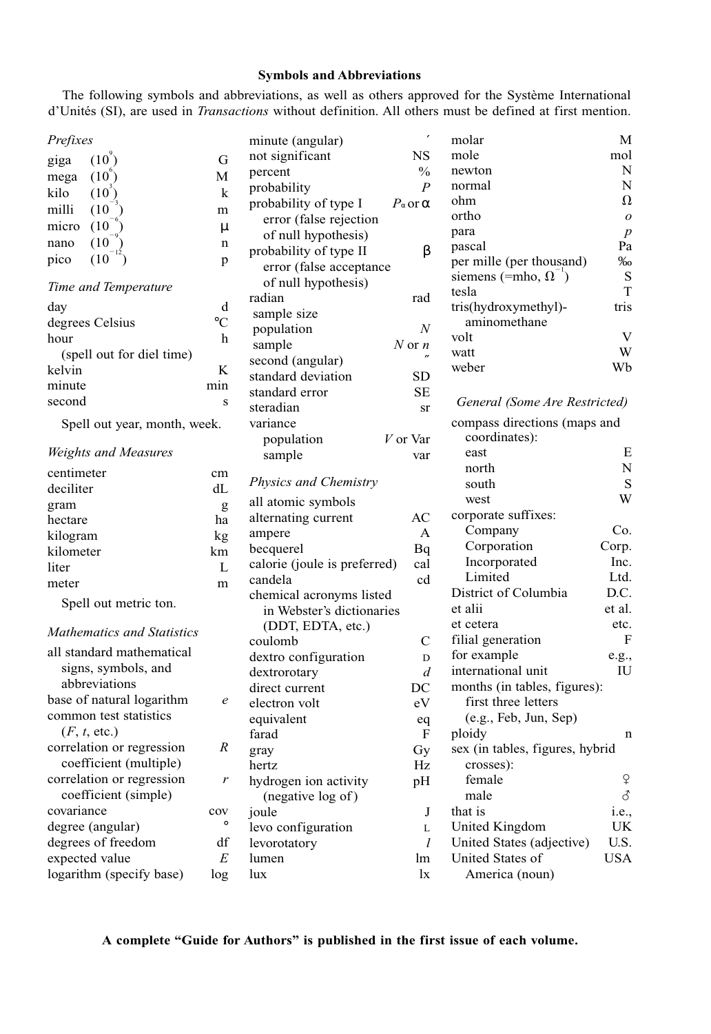## Symbols and Abbreviations

The following symbols and abbreviations, as well as others approved for the Système International d'Unités (SI), are used in *Transactions* without definition. All others must be defined at first mention.

### *Prefixes*

| | |
|---|---|
| giga ($10^9$) | G |
| mega ($10^6$) | M |
| kilo ($10^3$) | k |
| milli ($10^{-3}$) | m |
| micro ($10^{-6}$) | μ |
| nano ($10^{-9}$) | n |
| pico ($10^{-12}$) | p |

### *Time and Temperature*

| | |
|---|---|
| day | d |
| degrees Celsius | °C |
| hour (spell out for diel time) | h |
| kelvin | K |
| minute | min |
| second | s |

Spell out year, month, week.

### *Weights and Measures*

| | |
|---|---|
| centimeter | cm |
| deciliter | dL |
| gram | g |
| hectare | ha |
| kilogram | kg |
| kilometer | km |
| liter | L |
| meter | m |

Spell out metric ton.

### *Mathematics and Statistics*

| | |
|---|---|
| all standard mathematical signs, symbols, and abbreviations | |
| base of natural logarithm | *e* |
| common test statistics (*F*, *t*, etc.) | |
| correlation or regression coefficient (multiple) | *R* |
| correlation or regression coefficient (simple) | *r* |
| covariance | cov |
| degree (angular) | ° |
| degrees of freedom | df |
| expected value | *E* |
| logarithm (specify base) | log |
| minute (angular) | ′ |
| not significant | NS |
| percent | % |
| probability | *P* |
| probability of type I error (false rejection of null hypothesis) | $P_\alpha$ or α |
| probability of type II error (false acceptance of null hypothesis) | β |
| radian | rad |
| sample size | |
| population | *N* |
| sample | *N* or *n* |
| second (angular) | ″ |
| standard deviation | SD |
| standard error | SE |
| steradian | sr |
| variance | |
| population | *V* or Var |
| sample | var |

### *Physics and Chemistry*

| | |
|---|---|
| all atomic symbols | |
| alternating current | AC |
| ampere | A |
| becquerel | Bq |
| calorie (joule is preferred) | cal |
| candela | cd |
| chemical acronyms listed in Webster's dictionaries (DDT, EDTA, etc.) | |
| coulomb | C |
| dextro configuration | D |
| dextrorotary | *d* |
| direct current | DC |
| electron volt | eV |
| equivalent | eq |
| farad | F |
| gray | Gy |
| hertz | Hz |
| hydrogen ion activity (negative log of) | pH |
| joule | J |
| levo configuration | L |
| levorotatory | *l* |
| lumen | lm |
| lux | lx |
| molar | M |
| mole | mol |
| newton | N |
| normal | N |
| ohm | Ω |
| ortho | *o* |
| para | *p* |
| pascal | Pa |
| per mille (per thousand) | ‰ |
| siemens (=mho, $\Omega^{-1}$) | S |
| tesla | T |
| tris(hydroxymethyl)-aminomethane | tris |
| volt | V |
| watt | W |
| weber | Wb |

### *General (Some Are Restricted)*

| | |
|---|---|
| compass directions (maps and coordinates): | |
| east | E |
| north | N |
| south | S |
| west | W |
| corporate suffixes: | |
| Company | Co. |
| Corporation | Corp. |
| Incorporated | Inc. |
| Limited | Ltd. |
| District of Columbia | D.C. |
| et alii | et al. |
| et cetera | etc. |
| filial generation | F |
| for example | e.g., |
| international unit | IU |
| months (in tables, figures): first three letters (e.g., Feb, Jun, Sep) | |
| ploidy | n |
| sex (in tables, figures, hybrid crosses): | |
| female | ♀ |
| male | ♂ |
| that is | i.e., |
| United Kingdom | UK |
| United States (adjective) | U.S. |
| United States of America (noun) | USA |

**A complete "Guide for Authors" is published in the first issue of each volume.**